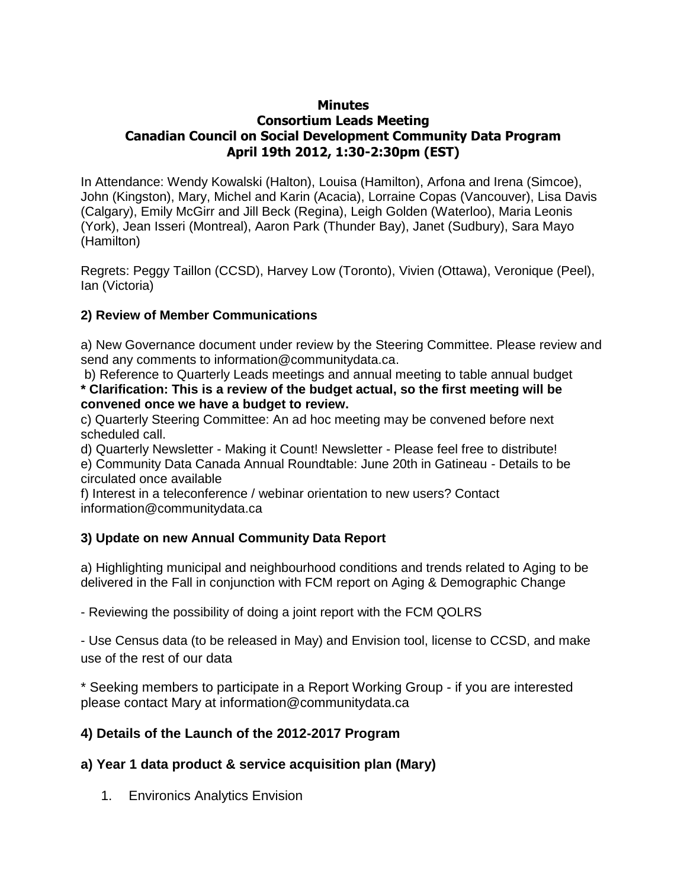# Minutes
# Consortium Leads Meeting
# Canadian Council on Social Development Community Data Program
# April 19th 2012, 1:30-2:30pm (EST)

In Attendance: Wendy Kowalski (Halton), Louisa (Hamilton), Arfona and Irena (Simcoe), John (Kingston), Mary, Michel and Karin (Acacia), Lorraine Copas (Vancouver), Lisa Davis (Calgary), Emily McGirr and Jill Beck (Regina), Leigh Golden (Waterloo), Maria Leonis (York), Jean Isseri (Montreal), Aaron Park (Thunder Bay), Janet (Sudbury), Sara Mayo (Hamilton)

Regrets: Peggy Taillon (CCSD), Harvey Low (Toronto), Vivien (Ottawa), Veronique (Peel), Ian (Victoria)

## 2) Review of Member Communications

a) New Governance document under review by the Steering Committee. Please review and send any comments to information@communitydata.ca.

b) Reference to Quarterly Leads meetings and annual meeting to table annual budget
**\* Clarification: This is a review of the budget actual, so the first meeting will be convened once we have a budget to review.**

c) Quarterly Steering Committee: An ad hoc meeting may be convened before next scheduled call.

d) Quarterly Newsletter - Making it Count! Newsletter - Please feel free to distribute!

e) Community Data Canada Annual Roundtable: June 20th in Gatineau - Details to be circulated once available

f) Interest in a teleconference / webinar orientation to new users? Contact information@communitydata.ca

## 3) Update on new Annual Community Data Report

a) Highlighting municipal and neighbourhood conditions and trends related to Aging to be delivered in the Fall in conjunction with FCM report on Aging & Demographic Change

- Reviewing the possibility of doing a joint report with the FCM QOLRS

- Use Census data (to be released in May) and Envision tool, license to CCSD, and make use of the rest of our data

\* Seeking members to participate in a Report Working Group - if you are interested please contact Mary at information@communitydata.ca

## 4) Details of the Launch of the 2012-2017 Program

### a) Year 1 data product & service acquisition plan (Mary)

1. Environics Analytics Envision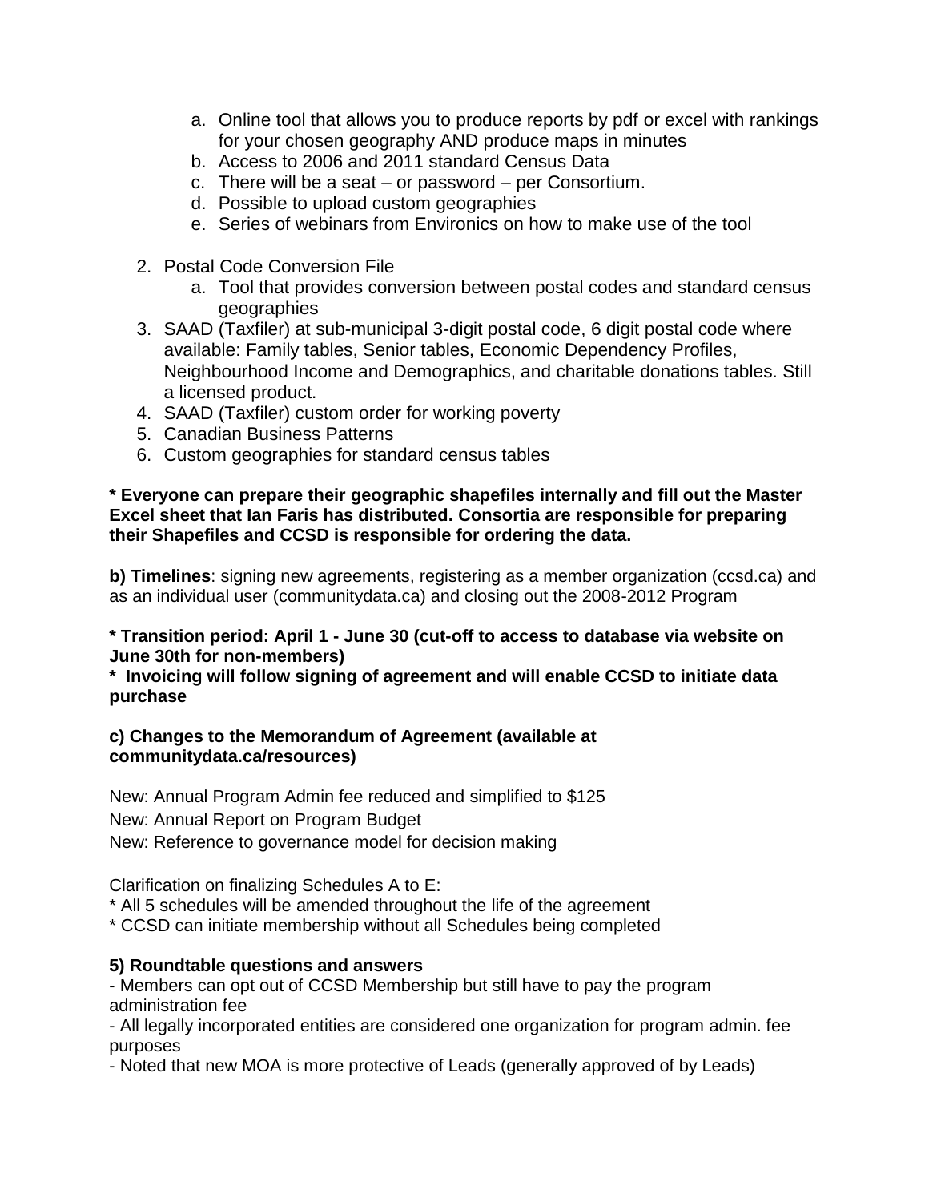a. Online tool that allows you to produce reports by pdf or excel with rankings for your chosen geography AND produce maps in minutes
   b. Access to 2006 and 2011 standard Census Data
   c. There will be a seat – or password – per Consortium.
   d. Possible to upload custom geographies
   e. Series of webinars from Environics on how to make use of the tool

2. Postal Code Conversion File
   a. Tool that provides conversion between postal codes and standard census geographies
3. SAAD (Taxfiler) at sub-municipal 3-digit postal code, 6 digit postal code where available: Family tables, Senior tables, Economic Dependency Profiles, Neighbourhood Income and Demographics, and charitable donations tables. Still a licensed product.
4. SAAD (Taxfiler) custom order for working poverty
5. Canadian Business Patterns
6. Custom geographies for standard census tables

**\* Everyone can prepare their geographic shapefiles internally and fill out the Master Excel sheet that Ian Faris has distributed. Consortia are responsible for preparing their Shapefiles and CCSD is responsible for ordering the data.**

**b) Timelines**: signing new agreements, registering as a member organization (ccsd.ca) and as an individual user (communitydata.ca) and closing out the 2008-2012 Program

**\* Transition period: April 1 - June 30 (cut-off to access to database via website on June 30th for non-members)**
**\* Invoicing will follow signing of agreement and will enable CCSD to initiate data purchase**

**c) Changes to the Memorandum of Agreement (available at communitydata.ca/resources)**

New: Annual Program Admin fee reduced and simplified to $125

New: Annual Report on Program Budget

New: Reference to governance model for decision making

Clarification on finalizing Schedules A to E:
\* All 5 schedules will be amended throughout the life of the agreement
\* CCSD can initiate membership without all Schedules being completed

**5) Roundtable questions and answers**

- Members can opt out of CCSD Membership but still have to pay the program administration fee
- All legally incorporated entities are considered one organization for program admin. fee purposes
- Noted that new MOA is more protective of Leads (generally approved of by Leads)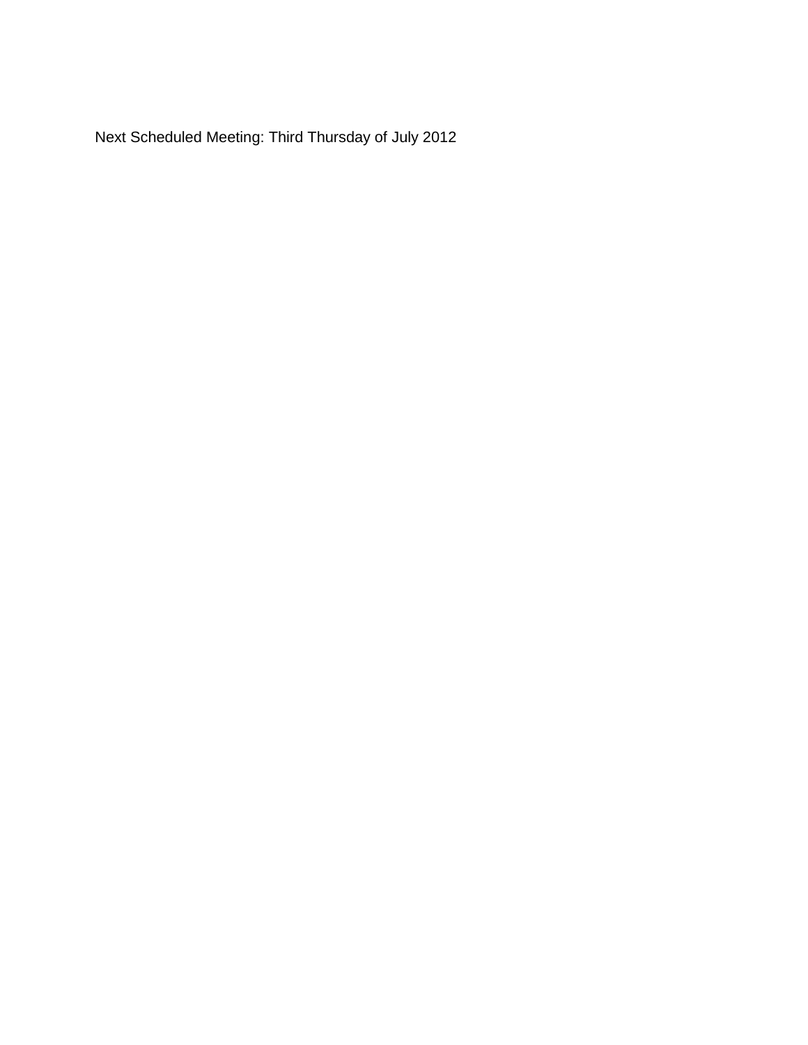Next Scheduled Meeting: Third Thursday of July 2012